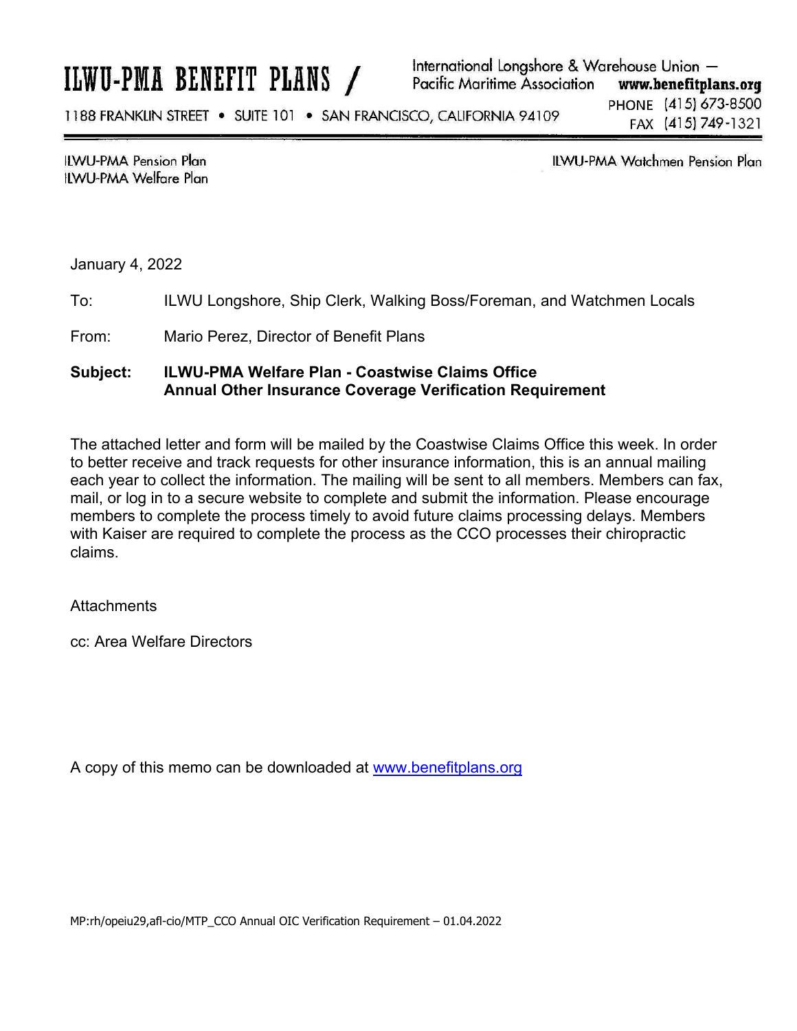# ILWU-PMA BENEFIT PLANS /

International Longshore & Warehouse Union —
Pacific Maritime Association **www.benefitplans.org**

1188 FRANKLIN STREET • SUITE 101 • SAN FRANCISCO, CALIFORNIA 94109

PHONE (415) 673-8500
FAX (415) 749-1321

ILWU-PMA Pension Plan
ILWU-PMA Welfare Plan

ILWU-PMA Watchmen Pension Plan

January 4, 2022

To: ILWU Longshore, Ship Clerk, Walking Boss/Foreman, and Watchmen Locals

From: Mario Perez, Director of Benefit Plans

**Subject: ILWU-PMA Welfare Plan - Coastwise Claims Office**
**Annual Other Insurance Coverage Verification Requirement**

The attached letter and form will be mailed by the Coastwise Claims Office this week. In order to better receive and track requests for other insurance information, this is an annual mailing each year to collect the information. The mailing will be sent to all members. Members can fax, mail, or log in to a secure website to complete and submit the information. Please encourage members to complete the process timely to avoid future claims processing delays. Members with Kaiser are required to complete the process as the CCO processes their chiropractic claims.

Attachments

cc: Area Welfare Directors

A copy of this memo can be downloaded at [www.benefitplans.org](http://www.benefitplans.org)

MP:rh/opeiu29,afl-cio/MTP_CCO Annual OIC Verification Requirement – 01.04.2022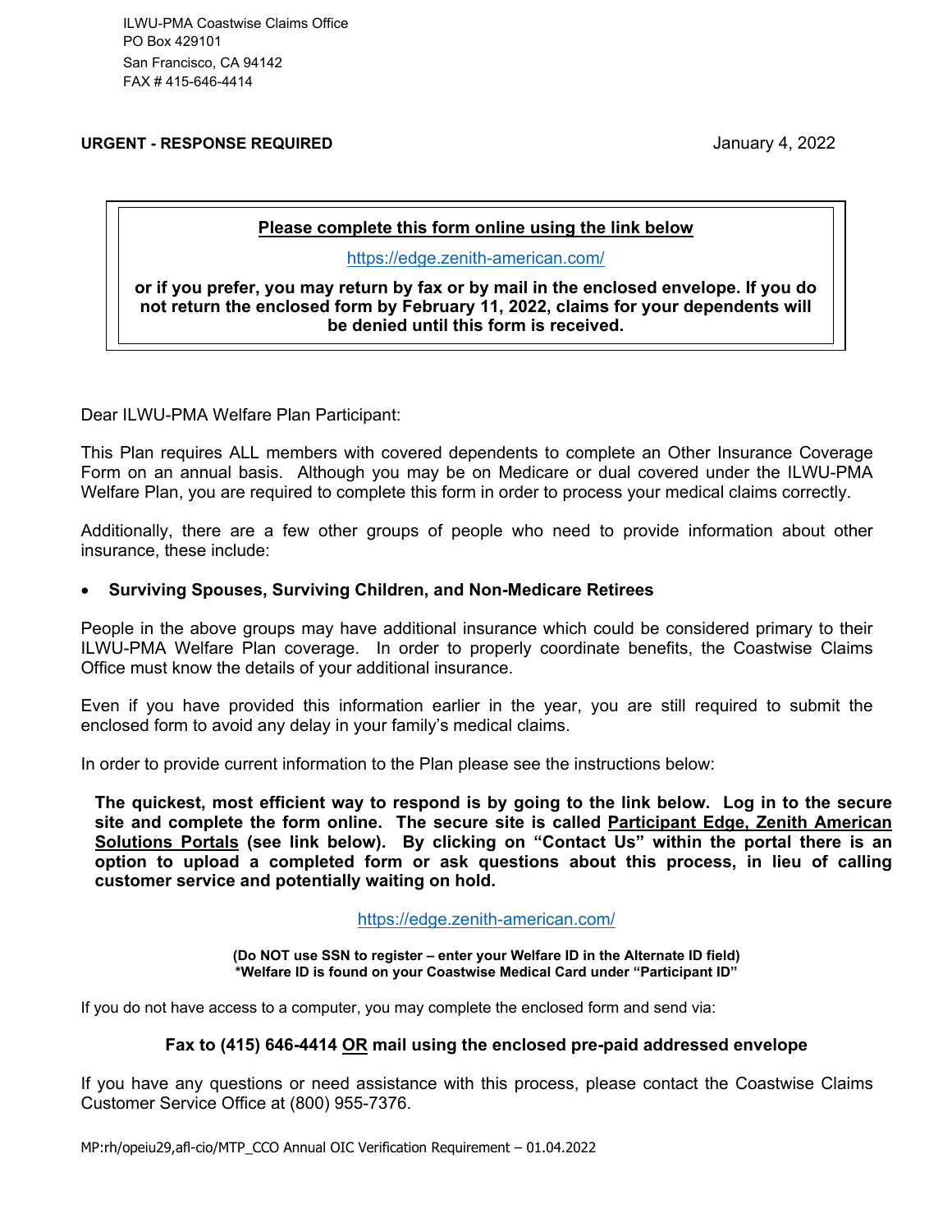ILWU-PMA Coastwise Claims Office
PO Box 429101
San Francisco, CA 94142
FAX # 415-646-4414

**URGENT - RESPONSE REQUIRED**

January 4, 2022

> **Please complete this form online using the link below**
>
> https://edge.zenith-american.com/
>
> **or if you prefer, you may return by fax or by mail in the enclosed envelope. If you do not return the enclosed form by February 11, 2022, claims for your dependents will be denied until this form is received.**

Dear ILWU-PMA Welfare Plan Participant:

This Plan requires ALL members with covered dependents to complete an Other Insurance Coverage Form on an annual basis. Although you may be on Medicare or dual covered under the ILWU-PMA Welfare Plan, you are required to complete this form in order to process your medical claims correctly.

Additionally, there are a few other groups of people who need to provide information about other insurance, these include:

- **Surviving Spouses, Surviving Children, and Non-Medicare Retirees**

People in the above groups may have additional insurance which could be considered primary to their ILWU-PMA Welfare Plan coverage. In order to properly coordinate benefits, the Coastwise Claims Office must know the details of your additional insurance.

Even if you have provided this information earlier in the year, you are still required to submit the enclosed form to avoid any delay in your family's medical claims.

In order to provide current information to the Plan please see the instructions below:

**The quickest, most efficient way to respond is by going to the link below. Log in to the secure site and complete the form online. The secure site is called Participant Edge, Zenith American Solutions Portals (see link below). By clicking on "Contact Us" within the portal there is an option to upload a completed form or ask questions about this process, in lieu of calling customer service and potentially waiting on hold.**

https://edge.zenith-american.com/

**(Do NOT use SSN to register – enter your Welfare ID in the Alternate ID field)**
**\*Welfare ID is found on your Coastwise Medical Card under "Participant ID"**

If you do not have access to a computer, you may complete the enclosed form and send via:

**Fax to (415) 646-4414 OR mail using the enclosed pre-paid addressed envelope**

If you have any questions or need assistance with this process, please contact the Coastwise Claims Customer Service Office at (800) 955-7376.

MP:rh/opeiu29,afl-cio/MTP_CCO Annual OIC Verification Requirement – 01.04.2022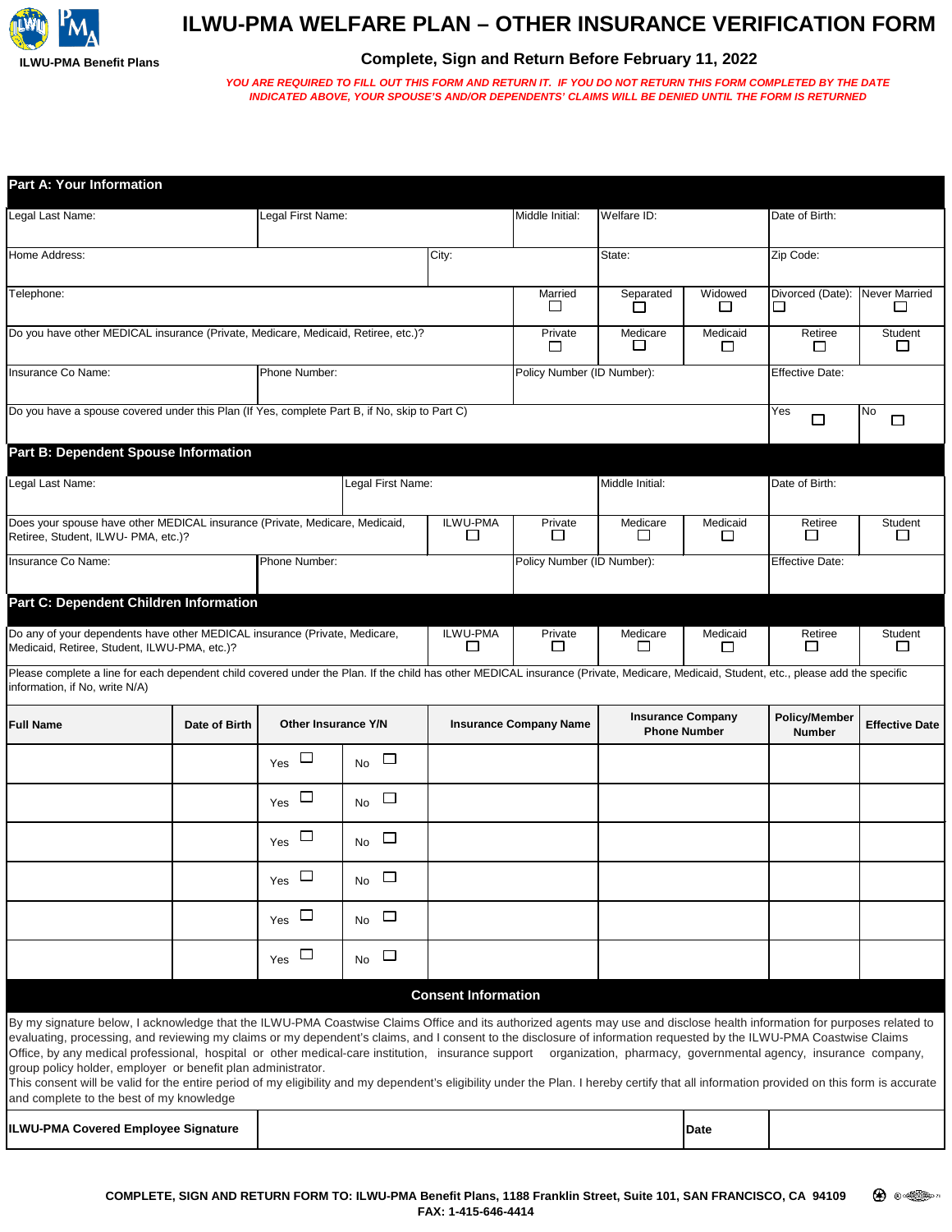ILWU-PMA Benefit Plans

# ILWU-PMA WELFARE PLAN – OTHER INSURANCE VERIFICATION FORM

**Complete, Sign and Return Before February 11, 2022**

*YOU ARE REQUIRED TO FILL OUT THIS FORM AND RETURN IT. IF YOU DO NOT RETURN THIS FORM COMPLETED BY THE DATE INDICATED ABOVE, YOUR SPOUSE'S AND/OR DEPENDENTS' CLAIMS WILL BE DENIED UNTIL THE FORM IS RETURNED*

## Part A: Your Information

| | | | | |
|---|---|---|---|---|
| Legal Last Name: | Legal First Name: | Middle Initial: | Welfare ID: | Date of Birth: |

| | | | |
|---|---|---|---|
| Home Address: | City: | State: | Zip Code: |

| | | | | | |
|---|---|---|---|---|---|
| Telephone: | Married ☐ | Separated ☐ | Widowed ☐ | Divorced (Date): ☐ | Never Married ☐ |
| Do you have other MEDICAL insurance (Private, Medicare, Medicaid, Retiree, etc.)? | Private ☐ | Medicare ☐ | Medicaid ☐ | Retiree ☐ | Student ☐ |

| | | | |
|---|---|---|---|
| Insurance Co Name: | Phone Number: | Policy Number (ID Number): | Effective Date: |

| | | |
|---|---|---|
| Do you have a spouse covered under this Plan (If Yes, complete Part B, if No, skip to Part C) | Yes ☐ | No ☐ |

## Part B: Dependent Spouse Information

| | | | |
|---|---|---|---|
| Legal Last Name: | Legal First Name: | Middle Initial: | Date of Birth: |

| | | | | | | |
|---|---|---|---|---|---|---|
| Does your spouse have other MEDICAL insurance (Private, Medicare, Medicaid, Retiree, Student, ILWU- PMA, etc.)? | ILWU-PMA ☐ | Private ☐ | Medicare ☐ | Medicaid ☐ | Retiree ☐ | Student ☐ |

| | | | |
|---|---|---|---|
| Insurance Co Name: | Phone Number: | Policy Number (ID Number): | Effective Date: |

## Part C: Dependent Children Information

| | | | | | | |
|---|---|---|---|---|---|---|
| Do any of your dependents have other MEDICAL insurance (Private, Medicare, Medicaid, Retiree, Student, ILWU-PMA, etc.)? | ILWU-PMA ☐ | Private ☐ | Medicare ☐ | Medicaid ☐ | Retiree ☐ | Student ☐ |

Please complete a line for each dependent child covered under the Plan. If the child has other MEDICAL insurance (Private, Medicare, Medicaid, Student, etc., please add the specific information, if No, write N/A)

| Full Name | Date of Birth | Other Insurance Y/N | | Insurance Company Name | Insurance Company Phone Number | Policy/Member Number | Effective Date |
|---|---|---|---|---|---|---|---|
| | | Yes ☐ | No ☐ | | | | |
| | | Yes ☐ | No ☐ | | | | |
| | | Yes ☐ | No ☐ | | | | |
| | | Yes ☐ | No ☐ | | | | |
| | | Yes ☐ | No ☐ | | | | |
| | | Yes ☐ | No ☐ | | | | |

## Consent Information

By my signature below, I acknowledge that the ILWU-PMA Coastwise Claims Office and its authorized agents may use and disclose health information for purposes related to evaluating, processing, and reviewing my claims or my dependent's claims, and I consent to the disclosure of information requested by the ILWU-PMA Coastwise Claims Office, by any medical professional, hospital or other medical-care institution, insurance support organization, pharmacy, governmental agency, insurance company, group policy holder, employer or benefit plan administrator.

This consent will be valid for the entire period of my eligibility and my dependent's eligibility under the Plan. I hereby certify that all information provided on this form is accurate and complete to the best of my knowledge

| | | | |
|---|---|---|---|
| **ILWU-PMA Covered Employee Signature** | | **Date** | |

**COMPLETE, SIGN AND RETURN FORM TO: ILWU-PMA Benefit Plans, 1188 Franklin Street, Suite 101, SAN FRANCISCO, CA 94109**
**FAX: 1-415-646-4414**